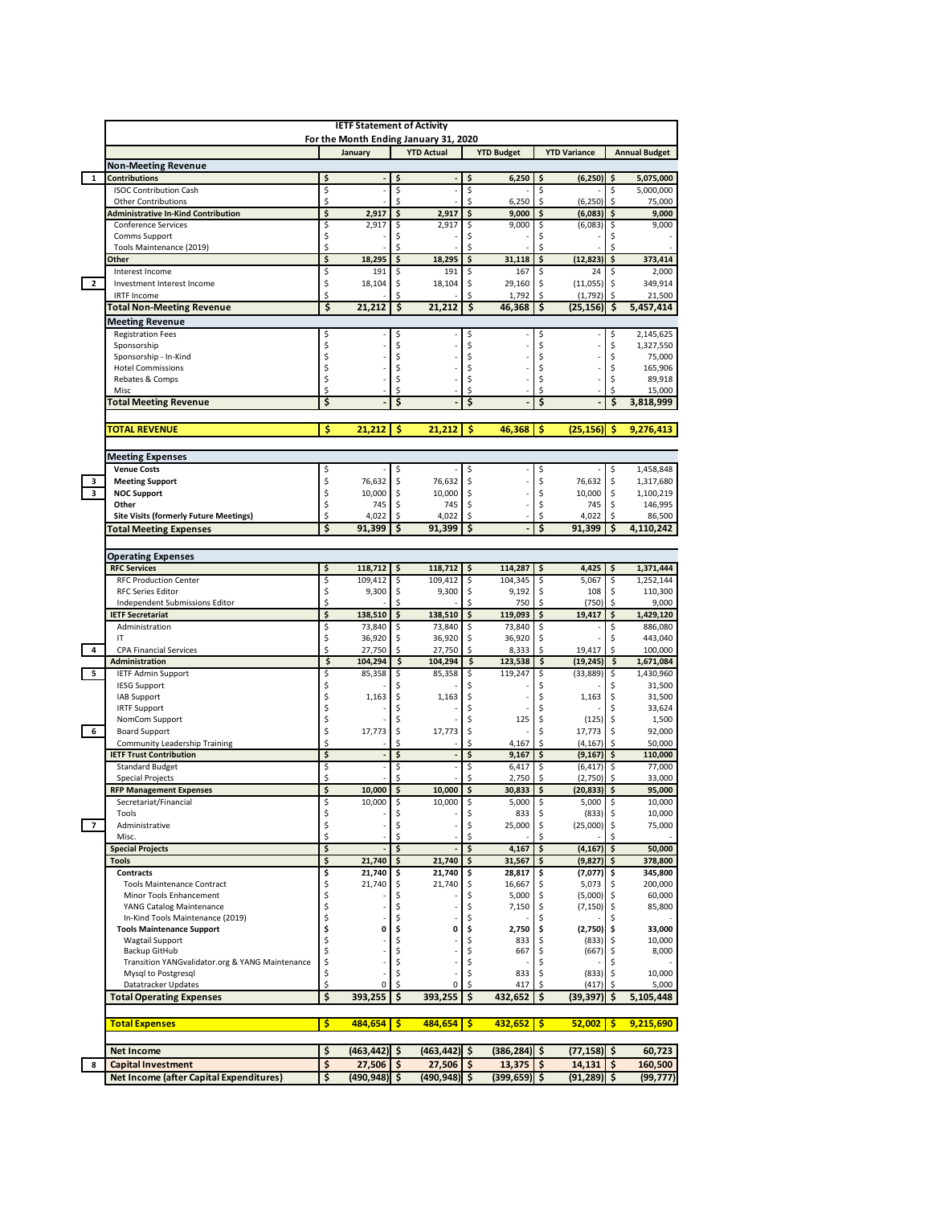# IETF Statement of Activity

For the Month Ending January 31, 2020

| | | January | YTD Actual | YTD Budget | YTD Variance | Annual Budget |
|---|---|---|---|---|---|---|
| | **Non-Meeting Revenue** | | | | | |
| 1 | **Contributions** | $ - | $ - | $ 6,250 | $ (6,250) | $ 5,075,000 |
| | ISOC Contribution Cash | $ - | $ - | $ - | $ - | $ 5,000,000 |
| | Other Contributions | $ - | $ - | $ 6,250 | $ (6,250) | $ 75,000 |
| | **Administrative In-Kind Contribution** | $ 2,917 | $ 2,917 | $ 9,000 | $ (6,083) | $ 9,000 |
| | Conference Services | $ 2,917 | $ 2,917 | $ 9,000 | $ (6,083) | $ 9,000 |
| | Comms Support | $ - | $ - | $ - | $ - | $ - |
| | Tools Maintenance (2019) | $ - | $ - | $ - | $ - | $ - |
| | **Other** | $ 18,295 | $ 18,295 | $ 31,118 | $ (12,823) | $ 373,414 |
| | Interest Income | $ 191 | $ 191 | $ 167 | $ 24 | $ 2,000 |
| 2 | Investment Interest Income | $ 18,104 | $ 18,104 | $ 29,160 | $ (11,055) | $ 349,914 |
| | IRTF Income | $ - | $ - | $ 1,792 | $ (1,792) | $ 21,500 |
| | **Total Non-Meeting Revenue** | $ 21,212 | $ 21,212 | $ 46,368 | $ (25,156) | $ 5,457,414 |
| | **Meeting Revenue** | | | | | |
| | Registration Fees | $ - | $ - | $ - | $ - | $ 2,145,625 |
| | Sponsorship | $ - | $ - | $ - | $ - | $ 1,327,550 |
| | Sponsorship - In-Kind | $ - | $ - | $ - | $ - | $ 75,000 |
| | Hotel Commissions | $ - | $ - | $ - | $ - | $ 165,906 |
| | Rebates & Comps | $ - | $ - | $ - | $ - | $ 89,918 |
| | Misc | $ - | $ - | $ - | $ - | $ 15,000 |
| | **Total Meeting Revenue** | $ - | $ - | $ - | $ - | $ 3,818,999 |
| | **TOTAL REVENUE** | $ 21,212 | $ 21,212 | $ 46,368 | $ (25,156) | $ 9,276,413 |
| | **Meeting Expenses** | | | | | |
| | **Venue Costs** | $ - | $ - | $ - | $ - | $ 1,458,848 |
| 3 | **Meeting Support** | $ 76,632 | $ 76,632 | $ - | $ 76,632 | $ 1,317,680 |
| 3 | **NOC Support** | $ 10,000 | $ 10,000 | $ - | $ 10,000 | $ 1,100,219 |
| | **Other** | $ 745 | $ 745 | $ - | $ 745 | $ 146,995 |
| | **Site Visits (formerly Future Meetings)** | $ 4,022 | $ 4,022 | $ - | $ 4,022 | $ 86,500 |
| | **Total Meeting Expenses** | $ 91,399 | $ 91,399 | $ - | $ 91,399 | $ 4,110,242 |
| | **Operating Expenses** | | | | | |
| | **RFC Services** | $ 118,712 | $ 118,712 | $ 114,287 | $ 4,425 | $ 1,371,444 |
| | RFC Production Center | $ 109,412 | $ 109,412 | $ 104,345 | $ 5,067 | $ 1,252,144 |
| | RFC Series Editor | $ 9,300 | $ 9,300 | $ 9,192 | $ 108 | $ 110,300 |
| | Independent Submissions Editor | $ - | $ - | $ 750 | $ (750) | $ 9,000 |
| | **IETF Secretariat** | $ 138,510 | $ 138,510 | $ 119,093 | $ 19,417 | $ 1,429,120 |
| | Administration | $ 73,840 | $ 73,840 | $ 73,840 | $ - | $ 886,080 |
| | IT | $ 36,920 | $ 36,920 | $ 36,920 | $ - | $ 443,040 |
| 4 | CPA Financial Services | $ 27,750 | $ 27,750 | $ 8,333 | $ 19,417 | $ 100,000 |
| | **Administration** | $ 104,294 | $ 104,294 | $ 123,538 | $ (19,245) | $ 1,671,084 |
| 5 | IETF Admin Support | $ 85,358 | $ 85,358 | $ 119,247 | $ (33,889) | $ 1,430,960 |
| | IESG Support | $ - | $ - | $ - | $ - | $ 31,500 |
| | IAB Support | $ 1,163 | $ 1,163 | $ - | $ 1,163 | $ 31,500 |
| | IRTF Support | $ - | $ - | $ - | $ - | $ 33,624 |
| | NomCom Support | $ - | $ - | $ 125 | $ (125) | $ 1,500 |
| 6 | Board Support | $ 17,773 | $ 17,773 | $ - | $ 17,773 | $ 92,000 |
| | Community Leadership Training | $ - | $ - | $ 4,167 | $ (4,167) | $ 50,000 |
| | **IETF Trust Contribution** | $ - | $ - | $ 9,167 | $ (9,167) | $ 110,000 |
| | Standard Budget | $ - | $ - | $ 6,417 | $ (6,417) | $ 77,000 |
| | Special Projects | $ - | $ - | $ 2,750 | $ (2,750) | $ 33,000 |
| | **RFP Management Expenses** | $ 10,000 | $ 10,000 | $ 30,833 | $ (20,833) | $ 95,000 |
| | Secretariat/Financial | $ 10,000 | $ 10,000 | $ 5,000 | $ 5,000 | $ 10,000 |
| | Tools | $ - | $ - | $ 833 | $ (833) | $ 10,000 |
| 7 | Administrative | $ - | $ - | $ 25,000 | $ (25,000) | $ 75,000 |
| | Misc. | $ - | $ - | $ - | $ - | $ - |
| | **Special Projects** | $ - | $ - | $ 4,167 | $ (4,167) | $ 50,000 |
| | **Tools** | $ 21,740 | $ 21,740 | $ 31,567 | $ (9,827) | $ 378,800 |
| | **Contracts** | $ 21,740 | $ 21,740 | $ 28,817 | $ (7,077) | $ 345,800 |
| | Tools Maintenance Contract | $ 21,740 | $ 21,740 | $ 16,667 | $ 5,073 | $ 200,000 |
| | Minor Tools Enhancement | $ - | $ - | $ 5,000 | $ (5,000) | $ 60,000 |
| | YANG Catalog Maintenance | $ - | $ - | $ 7,150 | $ (7,150) | $ 85,800 |
| | In-Kind Tools Maintenance (2019) | $ - | $ - | $ - | $ - | $ - |
| | **Tools Maintenance Support** | $ 0 | $ 0 | $ 2,750 | $ (2,750) | $ 33,000 |
| | Wagtail Support | $ - | $ - | $ 833 | $ (833) | $ 10,000 |
| | Backup GitHub | $ - | $ - | $ 667 | $ (667) | $ 8,000 |
| | Transition YANGvalidator.org & YANG Maintenance | $ - | $ - | $ - | $ - | $ - |
| | Mysql to Postgresql | $ - | $ - | $ 833 | $ (833) | $ 10,000 |
| | Datatracker Updates | $ 0 | $ 0 | $ 417 | $ (417) | $ 5,000 |
| | **Total Operating Expenses** | $ 393,255 | $ 393,255 | $ 432,652 | $ (39,397) | $ 5,105,448 |
| | **Total Expenses** | $ 484,654 | $ 484,654 | $ 432,652 | $ 52,002 | $ 9,215,690 |
| | **Net Income** | $ (463,442) | $ (463,442) | $ (386,284) | $ (77,158) | $ 60,723 |
| 8 | **Capital Investment** | $ 27,506 | $ 27,506 | $ 13,375 | $ 14,131 | $ 160,500 |
| | **Net Income (after Capital Expenditures)** | $ (490,948) | $ (490,948) | $ (399,659) | $ (91,289) | $ (99,777) |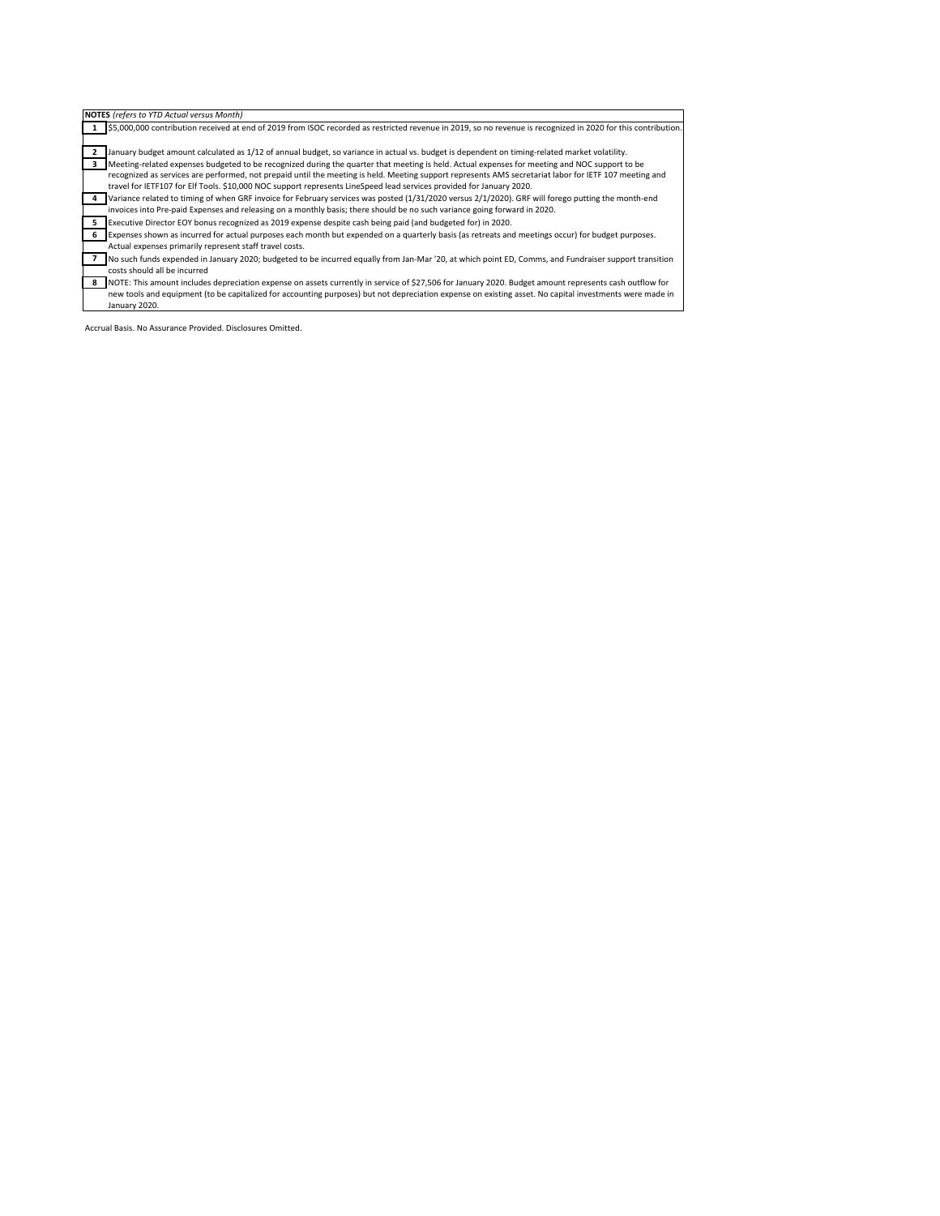| **NOTES** *(refers to YTD Actual versus Month)* | |
| --- | --- |
| **1** | $5,000,000 contribution received at end of 2019 from ISOC recorded as restricted revenue in 2019, so no revenue is recognized in 2020 for this contribution. |
| **2** | January budget amount calculated as 1/12 of annual budget, so variance in actual vs. budget is dependent on timing-related market volatility. |
| **3** | Meeting-related expenses budgeted to be recognized during the quarter that meeting is held. Actual expenses for meeting and NOC support to be recognized as services are performed, not prepaid until the meeting is held. Meeting support represents AMS secretariat labor for IETF 107 meeting and travel for IETF107 for Elf Tools. $10,000 NOC support represents LineSpeed lead services provided for January 2020. |
| **4** | Variance related to timing of when GRF invoice for February services was posted (1/31/2020 versus 2/1/2020). GRF will forego putting the month-end invoices into Pre-paid Expenses and releasing on a monthly basis; there should be no such variance going forward in 2020. |
| **5** | Executive Director EOY bonus recognized as 2019 expense despite cash being paid (and budgeted for) in 2020. |
| **6** | Expenses shown as incurred for actual purposes each month but expended on a quarterly basis (as retreats and meetings occur) for budget purposes. Actual expenses primarily represent staff travel costs. |
| **7** | No such funds expended in January 2020; budgeted to be incurred equally from Jan-Mar '20, at which point ED, Comms, and Fundraiser support transition costs should all be incurred |
| **8** | NOTE: This amount includes depreciation expense on assets currently in service of $27,506 for January 2020. Budget amount represents cash outflow for new tools and equipment (to be capitalized for accounting purposes) but not depreciation expense on existing asset. No capital investments were made in January 2020. |

Accrual Basis. No Assurance Provided. Disclosures Omitted.